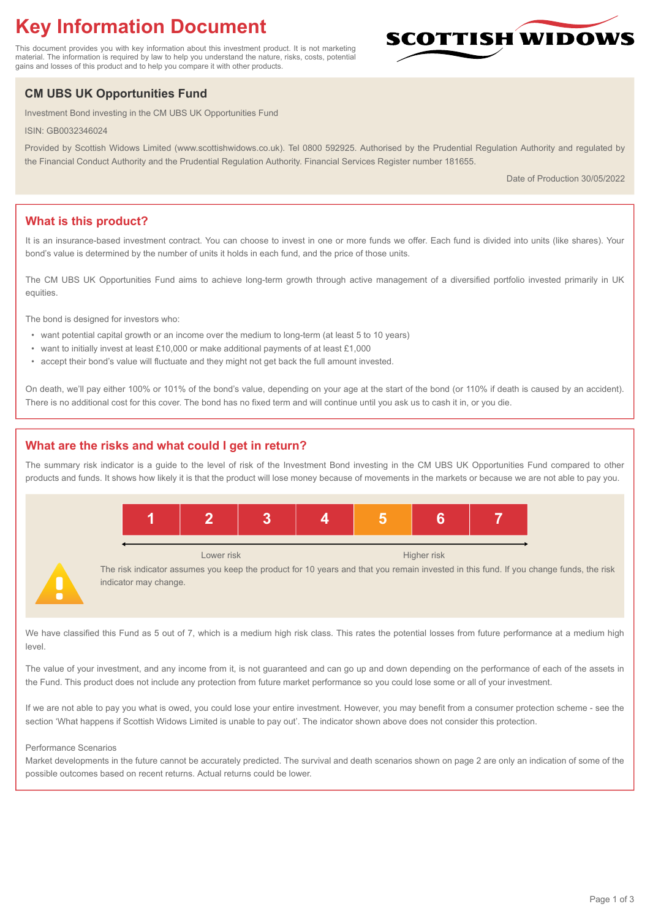# Key Information Document

This document provides you with key information about this investment product. It is not marketing material. The information is required by law to help you understand the nature, risks, costs, potential gains and losses of this product and to help you compare it with other products.

SCOTTISH WIDOWS

## CM UBS UK Opportunities Fund

Investment Bond investing in the CM UBS UK Opportunities Fund

ISIN: GB0032346024

Provided by Scottish Widows Limited (www.scottishwidows.co.uk). Tel 0800 592925. Authorised by the Prudential Regulation Authority and regulated by the Financial Conduct Authority and the Prudential Regulation Authority. Financial Services Register number 181655.

Date of Production 30/05/2022

## What is this product?

It is an insurance-based investment contract. You can choose to invest in one or more funds we offer. Each fund is divided into units (like shares). Your bond's value is determined by the number of units it holds in each fund, and the price of those units.

The CM UBS UK Opportunities Fund aims to achieve long-term growth through active management of a diversified portfolio invested primarily in UK equities.

The bond is designed for investors who:

- want potential capital growth or an income over the medium to long-term (at least 5 to 10 years)
- want to initially invest at least £10,000 or make additional payments of at least £1,000
- accept their bond's value will fluctuate and they might not get back the full amount invested.

On death, we'll pay either 100% or 101% of the bond's value, depending on your age at the start of the bond (or 110% if death is caused by an accident). There is no additional cost for this cover. The bond has no fixed term and will continue until you ask us to cash it in, or you die.

## What are the risks and what could I get in return?

The summary risk indicator is a guide to the level of risk of the Investment Bond investing in the CM UBS UK Opportunities Fund compared to other products and funds. It shows how likely it is that the product will lose money because of movements in the markets or because we are not able to pay you.

| 1 | 2 | 3 | 4 | **5** | 6 | 7 |
|---|---|---|---|---|---|---|

Lower risk ← → Higher risk

The risk indicator assumes you keep the product for 10 years and that you remain invested in this fund. If you change funds, the risk indicator may change.

We have classified this Fund as 5 out of 7, which is a medium high risk class. This rates the potential losses from future performance at a medium high level.

The value of your investment, and any income from it, is not guaranteed and can go up and down depending on the performance of each of the assets in the Fund. This product does not include any protection from future market performance so you could lose some or all of your investment.

If we are not able to pay you what is owed, you could lose your entire investment. However, you may benefit from a consumer protection scheme - see the section 'What happens if Scottish Widows Limited is unable to pay out'. The indicator shown above does not consider this protection.

Performance Scenarios

Market developments in the future cannot be accurately predicted. The survival and death scenarios shown on page 2 are only an indication of some of the possible outcomes based on recent returns. Actual returns could be lower.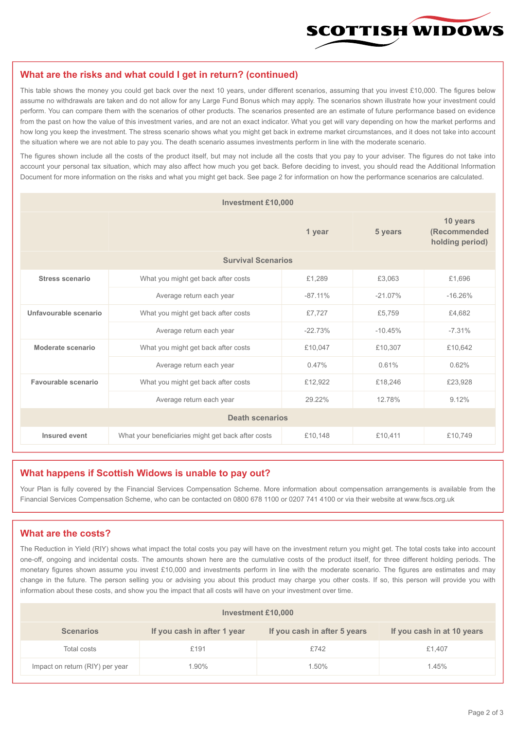SCOTTISH WIDOWS

## What are the risks and what could I get in return? (continued)

This table shows the money you could get back over the next 10 years, under different scenarios, assuming that you invest £10,000. The figures below assume no withdrawals are taken and do not allow for any Large Fund Bonus which may apply. The scenarios shown illustrate how your investment could perform. You can compare them with the scenarios of other products. The scenarios presented are an estimate of future performance based on evidence from the past on how the value of this investment varies, and are not an exact indicator. What you get will vary depending on how the market performs and how long you keep the investment. The stress scenario shows what you might get back in extreme market circumstances, and it does not take into account the situation where we are not able to pay you. The death scenario assumes investments perform in line with the moderate scenario.

The figures shown include all the costs of the product itself, but may not include all the costs that you pay to your adviser. The figures do not take into account your personal tax situation, which may also affect how much you get back. Before deciding to invest, you should read the Additional Information Document for more information on the risks and what you might get back. See page 2 for information on how the performance scenarios are calculated.

| Investment £10,000 | | | | |
|---|---|---|---|---|
| | | 1 year | 5 years | 10 years (Recommended holding period) |
| **Survival Scenarios** | | | | |
| **Stress scenario** | What you might get back after costs | £1,289 | £3,063 | £1,696 |
| | Average return each year | -87.11% | -21.07% | -16.26% |
| **Unfavourable scenario** | What you might get back after costs | £7,727 | £5,759 | £4,682 |
| | Average return each year | -22.73% | -10.45% | -7.31% |
| **Moderate scenario** | What you might get back after costs | £10,047 | £10,307 | £10,642 |
| | Average return each year | 0.47% | 0.61% | 0.62% |
| **Favourable scenario** | What you might get back after costs | £12,922 | £18,246 | £23,928 |
| | Average return each year | 29.22% | 12.78% | 9.12% |
| **Death scenarios** | | | | |
| **Insured event** | What your beneficiaries might get back after costs | £10,148 | £10,411 | £10,749 |

## What happens if Scottish Widows is unable to pay out?

Your Plan is fully covered by the Financial Services Compensation Scheme. More information about compensation arrangements is available from the Financial Services Compensation Scheme, who can be contacted on 0800 678 1100 or 0207 741 4100 or via their website at www.fscs.org.uk

## What are the costs?

The Reduction in Yield (RIY) shows what impact the total costs you pay will have on the investment return you might get. The total costs take into account one-off, ongoing and incidental costs. The amounts shown here are the cumulative costs of the product itself, for three different holding periods. The monetary figures shown assume you invest £10,000 and investments perform in line with the moderate scenario. The figures are estimates and may change in the future. The person selling you or advising you about this product may charge you other costs. If so, this person will provide you with information about these costs, and show you the impact that all costs will have on your investment over time.

| Investment £10,000 | | | |
|---|---|---|---|
| **Scenarios** | **If you cash in after 1 year** | **If you cash in after 5 years** | **If you cash in at 10 years** |
| Total costs | £191 | £742 | £1,407 |
| Impact on return (RIY) per year | 1.90% | 1.50% | 1.45% |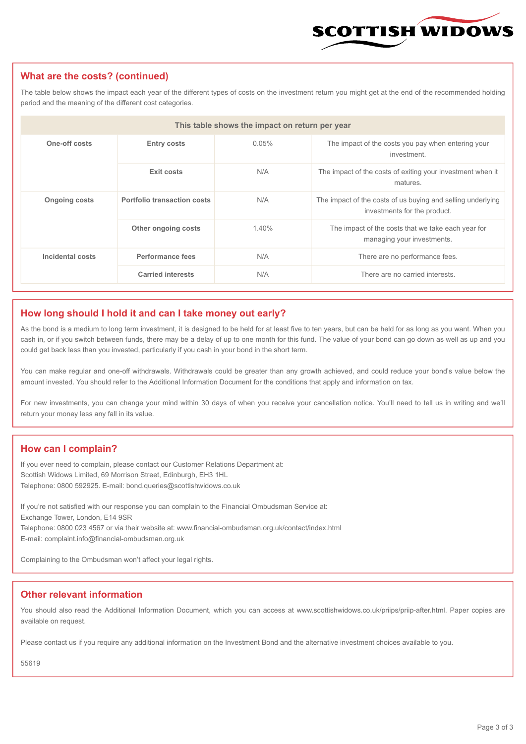## What are the costs? (continued)

The table below shows the impact each year of the different types of costs on the investment return you might get at the end of the recommended holding period and the meaning of the different cost categories.

| This table shows the impact on return per year | | | |
|---|---|---|---|
| **One-off costs** | **Entry costs** | 0.05% | The impact of the costs you pay when entering your investment. |
| | **Exit costs** | N/A | The impact of the costs of exiting your investment when it matures. |
| **Ongoing costs** | **Portfolio transaction costs** | N/A | The impact of the costs of us buying and selling underlying investments for the product. |
| | **Other ongoing costs** | 1.40% | The impact of the costs that we take each year for managing your investments. |
| **Incidental costs** | **Performance fees** | N/A | There are no performance fees. |
| | **Carried interests** | N/A | There are no carried interests. |

## How long should I hold it and can I take money out early?

As the bond is a medium to long term investment, it is designed to be held for at least five to ten years, but can be held for as long as you want. When you cash in, or if you switch between funds, there may be a delay of up to one month for this fund. The value of your bond can go down as well as up and you could get back less than you invested, particularly if you cash in your bond in the short term.

You can make regular and one-off withdrawals. Withdrawals could be greater than any growth achieved, and could reduce your bond's value below the amount invested. You should refer to the Additional Information Document for the conditions that apply and information on tax.

For new investments, you can change your mind within 30 days of when you receive your cancellation notice. You'll need to tell us in writing and we'll return your money less any fall in its value.

## How can I complain?

If you ever need to complain, please contact our Customer Relations Department at:
Scottish Widows Limited, 69 Morrison Street, Edinburgh, EH3 1HL
Telephone: 0800 592925. E-mail: bond.queries@scottishwidows.co.uk

If you're not satisfied with our response you can complain to the Financial Ombudsman Service at:
Exchange Tower, London, E14 9SR
Telephone: 0800 023 4567 or via their website at: www.financial-ombudsman.org.uk/contact/index.html
E-mail: complaint.info@financial-ombudsman.org.uk

Complaining to the Ombudsman won't affect your legal rights.

## Other relevant information

You should also read the Additional Information Document, which you can access at www.scottishwidows.co.uk/priips/priip-after.html. Paper copies are available on request.

Please contact us if you require any additional information on the Investment Bond and the alternative investment choices available to you.

55619